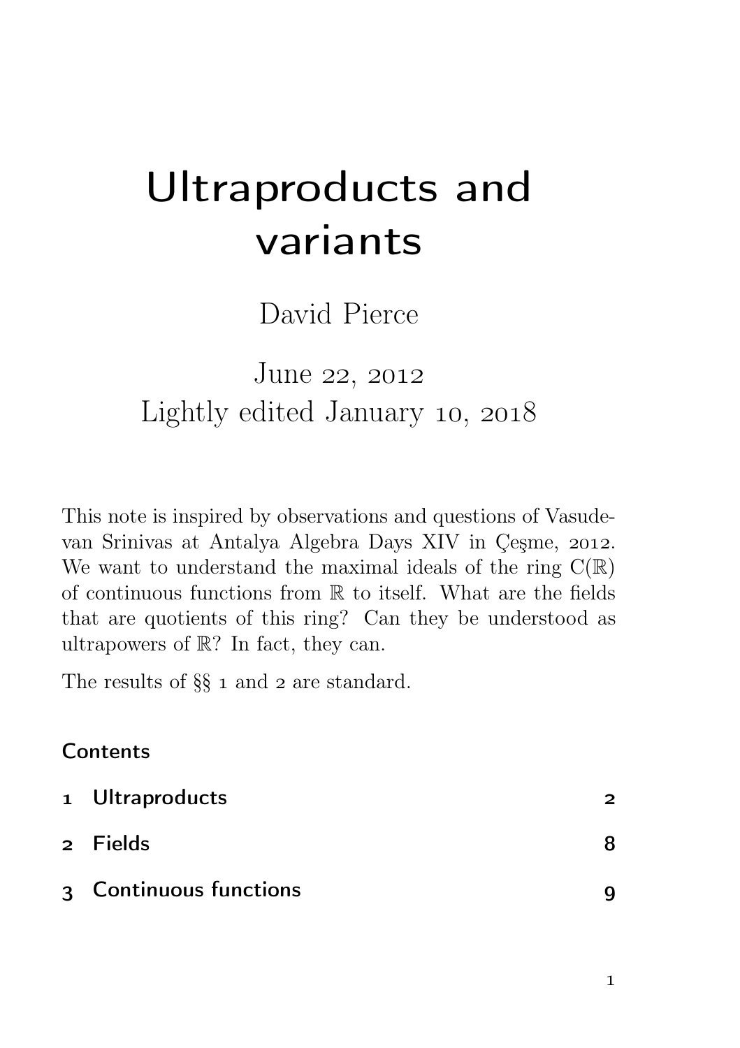# Ultraproducts and variants

David Pierce

June 22, 2012
Lightly edited January 10, 2018

This note is inspired by observations and questions of Vasudevan Srinivas at Antalya Algebra Days XIV in Çeşme, 2012. We want to understand the maximal ideals of the ring $\mathrm{C}(\mathbb{R})$ of continuous functions from $\mathbb{R}$ to itself. What are the fields that are quotients of this ring? Can they be understood as ultrapowers of $\mathbb{R}$? In fact, they can.

The results of §§ 1 and 2 are standard.

## Contents

| | | |
|---|---|---|
| 1 | Ultraproducts | 2 |
| 2 | Fields | 8 |
| 3 | Continuous functions | 9 |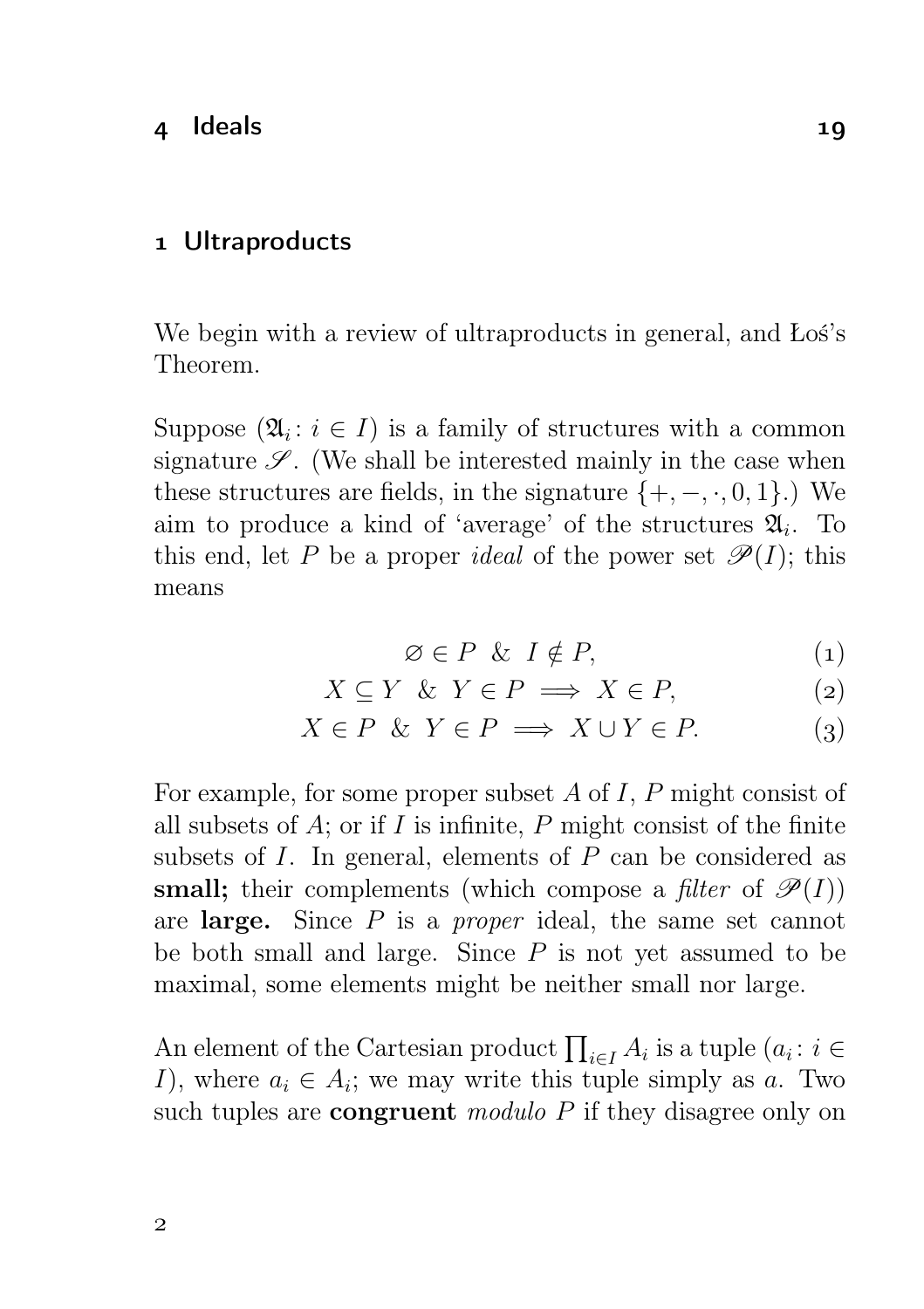## 1 Ultraproducts

We begin with a review of ultraproducts in general, and Łoś's Theorem.

Suppose $(\mathfrak{A}_i\colon i \in I)$ is a family of structures with a common signature $\mathscr{S}$. (We shall be interested mainly in the case when these structures are fields, in the signature $\{+, -, \cdot, 0, 1\}$.) We aim to produce a kind of 'average' of the structures $\mathfrak{A}_i$. To this end, let $P$ be a proper *ideal* of the power set $\mathscr{P}(I)$; this means

$$\varnothing \in P \;\;\&\;\; I \notin P, \tag{1}$$

$$X \subseteq Y \;\;\&\;\; Y \in P \implies X \in P, \tag{2}$$

$$X \in P \;\;\&\;\; Y \in P \implies X \cup Y \in P. \tag{3}$$

For example, for some proper subset $A$ of $I$, $P$ might consist of all subsets of $A$; or if $I$ is infinite, $P$ might consist of the finite subsets of $I$. In general, elements of $P$ can be considered as **small;** their complements (which compose a *filter* of $\mathscr{P}(I)$) are **large.** Since $P$ is a *proper* ideal, the same set cannot be both small and large. Since $P$ is not yet assumed to be maximal, some elements might be neither small nor large.

An element of the Cartesian product $\prod_{i\in I} A_i$ is a tuple $(a_i\colon i \in I)$, where $a_i \in A_i$; we may write this tuple simply as $a$. Two such tuples are **congruent** *modulo* $P$ if they disagree only on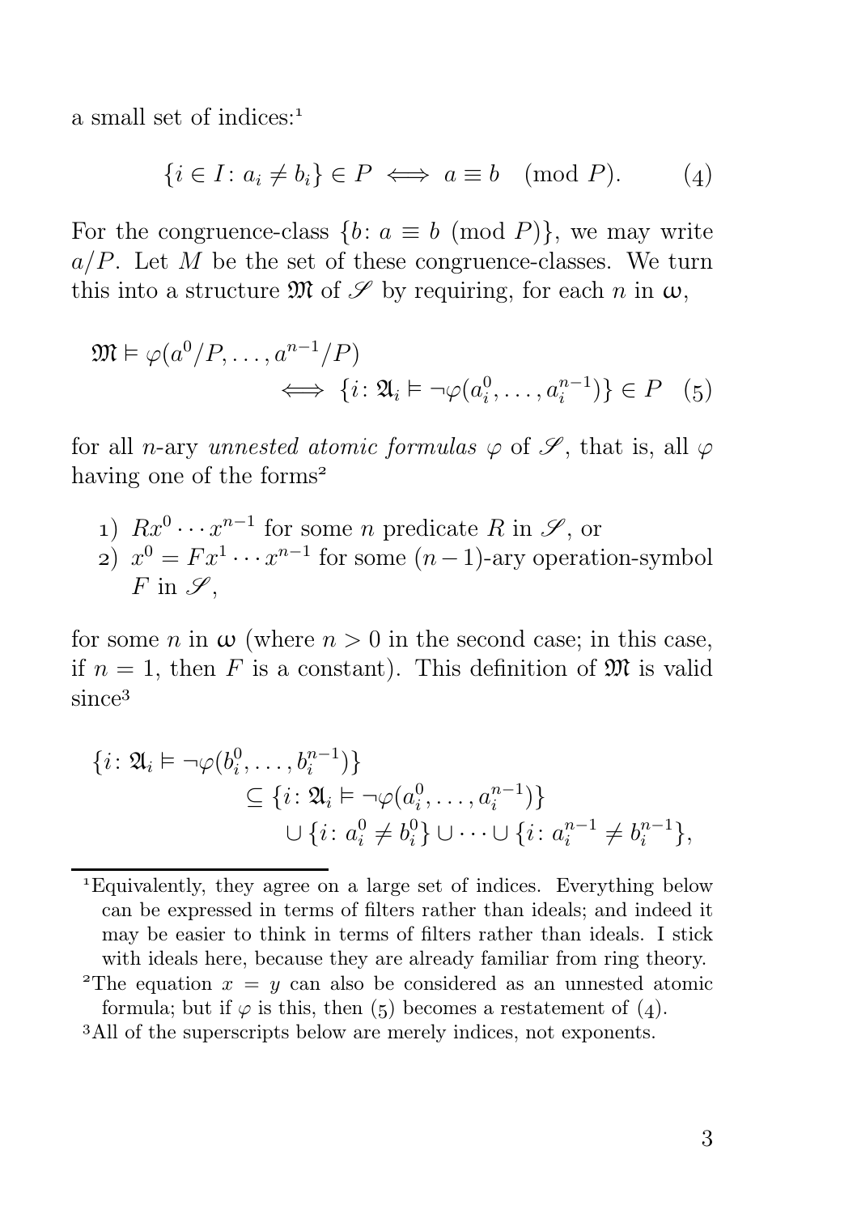a small set of indices:[1]

$$\{i \in I \colon a_i \neq b_i\} \in P \iff a \equiv b \pmod{P}. \tag{4}$$

For the congruence-class $\{b \colon a \equiv b \pmod{P}\}$, we may write $a/P$. Let $M$ be the set of these congruence-classes. We turn this into a structure $\mathfrak{M}$ of $\mathscr{S}$ by requiring, for each $n$ in $\omega$,

$$\mathfrak{M} \vDash \varphi(a^0/P, \dots, a^{n-1}/P) \iff \{i \colon \mathfrak{A}_i \vDash \neg\varphi(a_i^0, \dots, a_i^{n-1})\} \in P \tag{5}$$

for all $n$-ary *unnested atomic formulas* $\varphi$ of $\mathscr{S}$, that is, all $\varphi$ having one of the forms[2]

1) $Rx^0 \cdots x^{n-1}$ for some $n$ predicate $R$ in $\mathscr{S}$, or
2) $x^0 = Fx^1 \cdots x^{n-1}$ for some $(n-1)$-ary operation-symbol $F$ in $\mathscr{S}$,

for some $n$ in $\omega$ (where $n > 0$ in the second case; in this case, if $n = 1$, then $F$ is a constant). This definition of $\mathfrak{M}$ is valid since[3]

$$\begin{aligned}\{i \colon \mathfrak{A}_i \vDash \neg\varphi(b_i^0, \dots, b_i^{n-1})\} &\subseteq \{i \colon \mathfrak{A}_i \vDash \neg\varphi(a_i^0, \dots, a_i^{n-1})\} \\ &\quad \cup \{i \colon a_i^0 \neq b_i^0\} \cup \dots \cup \{i \colon a_i^{n-1} \neq b_i^{n-1}\},\end{aligned}$$

---

[1] Equivalently, they agree on a large set of indices. Everything below can be expressed in terms of filters rather than ideals; and indeed it may be easier to think in terms of filters rather than ideals. I stick with ideals here, because they are already familiar from ring theory.

[2] The equation $x = y$ can also be considered as an unnested atomic formula; but if $\varphi$ is this, then (5) becomes a restatement of (4).

[3] All of the superscripts below are merely indices, not exponents.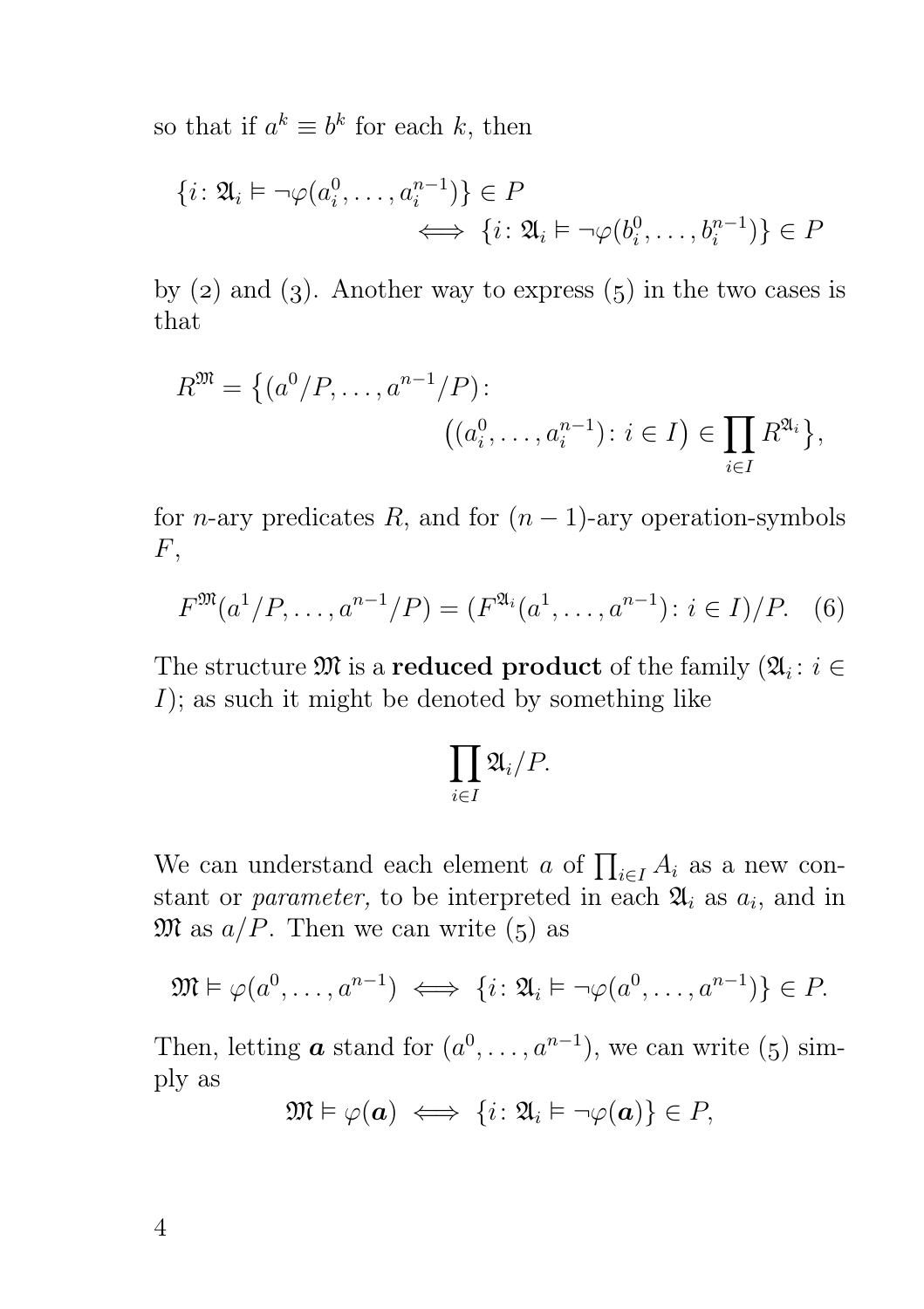so that if $a^k \equiv b^k$ for each $k$, then

$$\{i \colon \mathfrak{A}_i \vDash \neg\varphi(a_i^0, \dots, a_i^{n-1})\} \in P \\ \iff \{i \colon \mathfrak{A}_i \vDash \neg\varphi(b_i^0, \dots, b_i^{n-1})\} \in P$$

by (2) and (3). Another way to express (5) in the two cases is that

$$R^{\mathfrak{M}} = \bigl\{(a^0/P, \dots, a^{n-1}/P) \colon \\ \bigl((a_i^0, \dots, a_i^{n-1}) \colon i \in I\bigr) \in \prod_{i \in I} R^{\mathfrak{A}_i}\bigr\},$$

for $n$-ary predicates $R$, and for $(n-1)$-ary operation-symbols $F$,

$$F^{\mathfrak{M}}(a^1/P, \dots, a^{n-1}/P) = (F^{\mathfrak{A}_i}(a^1, \dots, a^{n-1}) \colon i \in I)/P. \quad (6)$$

The structure $\mathfrak{M}$ is a **reduced product** of the family $(\mathfrak{A}_i \colon i \in I)$; as such it might be denoted by something like

$$\prod_{i \in I} \mathfrak{A}_i/P.$$

We can understand each element $a$ of $\prod_{i \in I} A_i$ as a new constant or *parameter,* to be interpreted in each $\mathfrak{A}_i$ as $a_i$, and in $\mathfrak{M}$ as $a/P$. Then we can write (5) as

$$\mathfrak{M} \vDash \varphi(a^0, \dots, a^{n-1}) \iff \{i \colon \mathfrak{A}_i \vDash \neg\varphi(a^0, \dots, a^{n-1})\} \in P.$$

Then, letting $\boldsymbol{a}$ stand for $(a^0, \dots, a^{n-1})$, we can write (5) simply as

$$\mathfrak{M} \vDash \varphi(\boldsymbol{a}) \iff \{i \colon \mathfrak{A}_i \vDash \neg\varphi(\boldsymbol{a})\} \in P,$$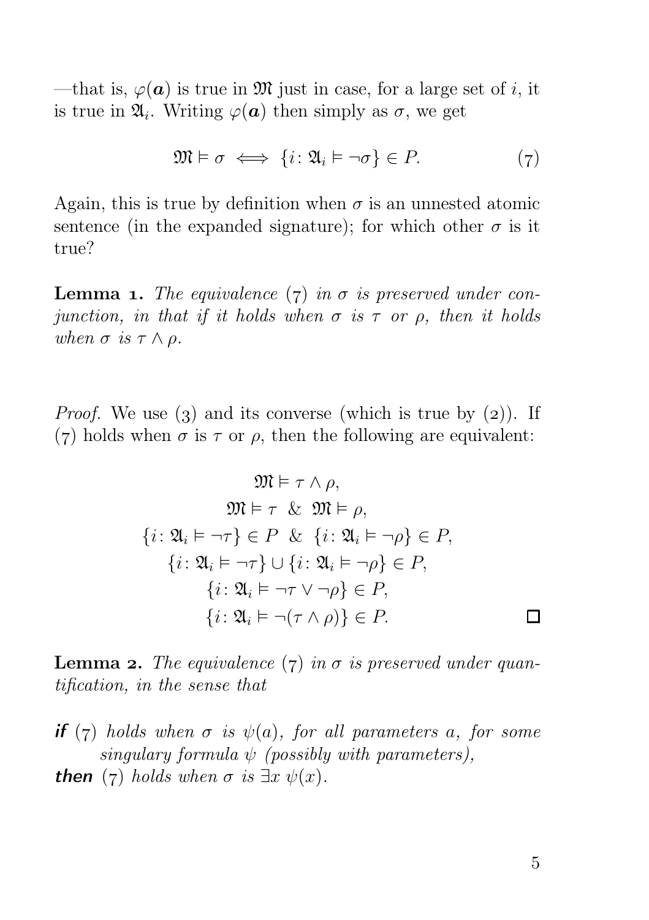—that is, $\varphi(\boldsymbol{a})$ is true in $\mathfrak{M}$ just in case, for a large set of $i$, it is true in $\mathfrak{A}_i$. Writing $\varphi(\boldsymbol{a})$ then simply as $\sigma$, we get

$$\mathfrak{M} \vDash \sigma \iff \{i \colon \mathfrak{A}_i \vDash \neg\sigma\} \in P. \tag{7}$$

Again, this is true by definition when $\sigma$ is an unnested atomic sentence (in the expanded signature); for which other $\sigma$ is it true?

**Lemma 1.** *The equivalence (7) in $\sigma$ is preserved under conjunction, in that if it holds when $\sigma$ is $\tau$ or $\rho$, then it holds when $\sigma$ is $\tau \land \rho$.*

*Proof.* We use (3) and its converse (which is true by (2)). If (7) holds when $\sigma$ is $\tau$ or $\rho$, then the following are equivalent:

$$\begin{gathered}
\mathfrak{M} \vDash \tau \land \rho, \\
\mathfrak{M} \vDash \tau \ \ \& \ \ \mathfrak{M} \vDash \rho, \\
\{i \colon \mathfrak{A}_i \vDash \neg\tau\} \in P \ \ \& \ \ \{i \colon \mathfrak{A}_i \vDash \neg\rho\} \in P, \\
\{i \colon \mathfrak{A}_i \vDash \neg\tau\} \cup \{i \colon \mathfrak{A}_i \vDash \neg\rho\} \in P, \\
\{i \colon \mathfrak{A}_i \vDash \neg\tau \lor \neg\rho\} \in P, \\
\{i \colon \mathfrak{A}_i \vDash \neg(\tau \land \rho)\} \in P.
\end{gathered}$$

□

**Lemma 2.** *The equivalence (7) in $\sigma$ is preserved under quantification, in the sense that*

***if*** *(7) holds when $\sigma$ is $\psi(a)$, for all parameters $a$, for some singular formula $\psi$ (possibly with parameters),*
***then*** *(7) holds when $\sigma$ is $\exists x\ \psi(x)$.*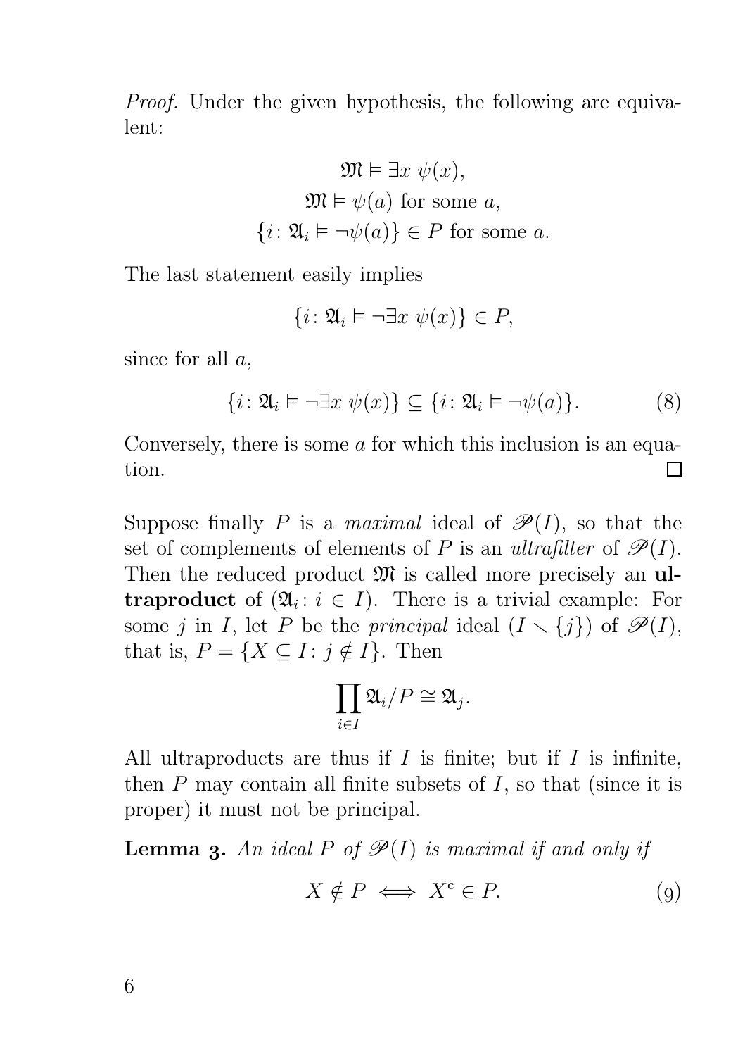*Proof.* Under the given hypothesis, the following are equivalent:

$$\mathfrak{M} \vDash \exists x\ \psi(x),$$
$$\mathfrak{M} \vDash \psi(a) \text{ for some } a,$$
$$\{i \colon \mathfrak{A}_i \vDash \neg\psi(a)\} \in P \text{ for some } a.$$

The last statement easily implies

$$\{i \colon \mathfrak{A}_i \vDash \neg\exists x\ \psi(x)\} \in P,$$

since for all $a$,

$$\{i \colon \mathfrak{A}_i \vDash \neg\exists x\ \psi(x)\} \subseteq \{i \colon \mathfrak{A}_i \vDash \neg\psi(a)\}. \tag{8}$$

Conversely, there is some $a$ for which this inclusion is an equation. □

Suppose finally $P$ is a *maximal* ideal of $\mathscr{P}(I)$, so that the set of complements of elements of $P$ is an *ultrafilter* of $\mathscr{P}(I)$. Then the reduced product $\mathfrak{M}$ is called more precisely an **ultraproduct** of $(\mathfrak{A}_i \colon i \in I)$. There is a trivial example: For some $j$ in $I$, let $P$ be the *principal* ideal $(I \smallsetminus \{j\})$ of $\mathscr{P}(I)$, that is, $P = \{X \subseteq I \colon j \notin I\}$. Then

$$\prod_{i \in I} \mathfrak{A}_i/P \cong \mathfrak{A}_j.$$

All ultraproducts are thus if $I$ is finite; but if $I$ is infinite, then $P$ may contain all finite subsets of $I$, so that (since it is proper) it must not be principal.

**Lemma 3.** *An ideal $P$ of $\mathscr{P}(I)$ is maximal if and only if*

$$X \notin P \iff X^{\mathrm{c}} \in P. \tag{9}$$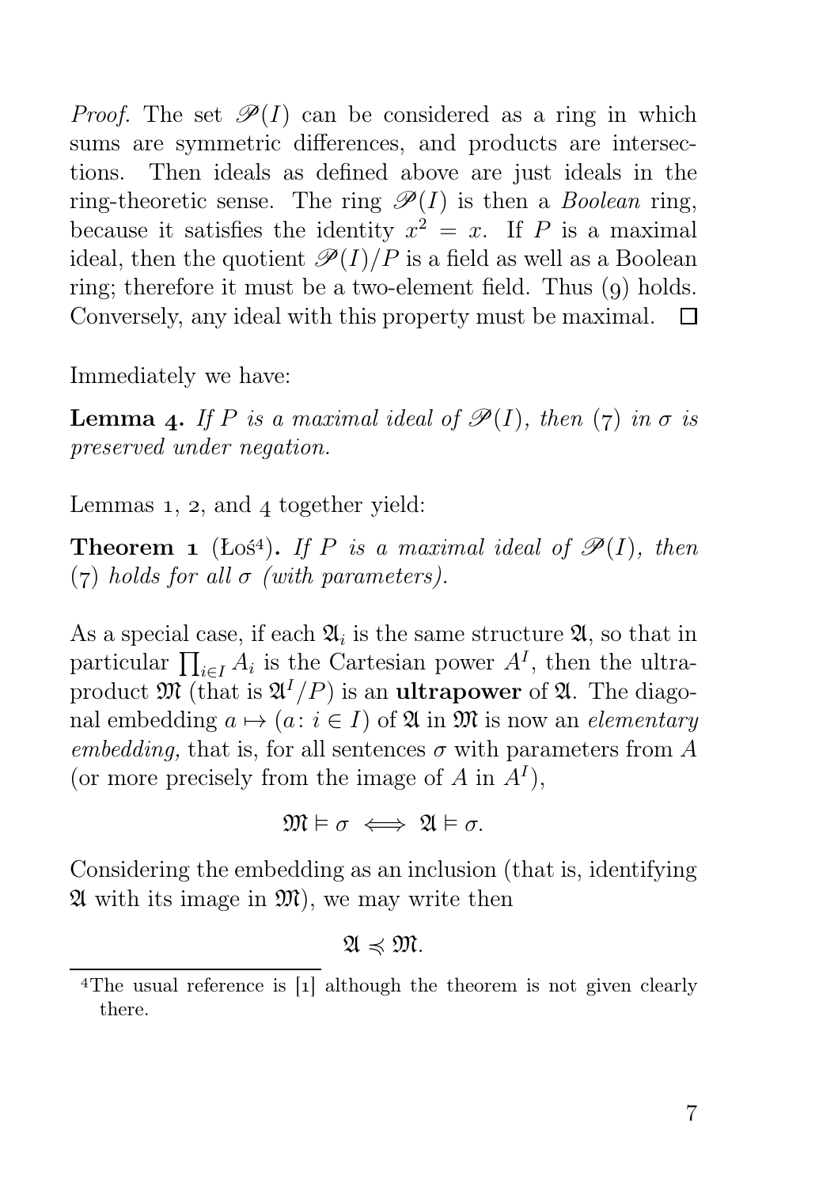*Proof.* The set $\mathscr{P}(I)$ can be considered as a ring in which sums are symmetric differences, and products are intersections. Then ideals as defined above are just ideals in the ring-theoretic sense. The ring $\mathscr{P}(I)$ is then a *Boolean* ring, because it satisfies the identity $x^2 = x$. If $P$ is a maximal ideal, then the quotient $\mathscr{P}(I)/P$ is a field as well as a Boolean ring; therefore it must be a two-element field. Thus (9) holds. Conversely, any ideal with this property must be maximal. □

Immediately we have:

**Lemma 4.** *If $P$ is a maximal ideal of $\mathscr{P}(I)$, then (7) in $\sigma$ is preserved under negation.*

Lemmas 1, 2, and 4 together yield:

**Theorem 1** (Łoś[4]). *If $P$ is a maximal ideal of $\mathscr{P}(I)$, then (7) holds for all $\sigma$ (with parameters).*

As a special case, if each $\mathfrak{A}_i$ is the same structure $\mathfrak{A}$, so that in particular $\prod_{i \in I} A_i$ is the Cartesian power $A^I$, then the ultraproduct $\mathfrak{M}$ (that is $\mathfrak{A}^I/P$) is an **ultrapower** of $\mathfrak{A}$. The diagonal embedding $a \mapsto (a \colon i \in I)$ of $\mathfrak{A}$ in $\mathfrak{M}$ is now an *elementary embedding,* that is, for all sentences $\sigma$ with parameters from $A$ (or more precisely from the image of $A$ in $A^I$),

$$\mathfrak{M} \vDash \sigma \iff \mathfrak{A} \vDash \sigma.$$

Considering the embedding as an inclusion (that is, identifying $\mathfrak{A}$ with its image in $\mathfrak{M}$), we may write then

$$\mathfrak{A} \preccurlyeq \mathfrak{M}.$$

[4] The usual reference is [1] although the theorem is not given clearly there.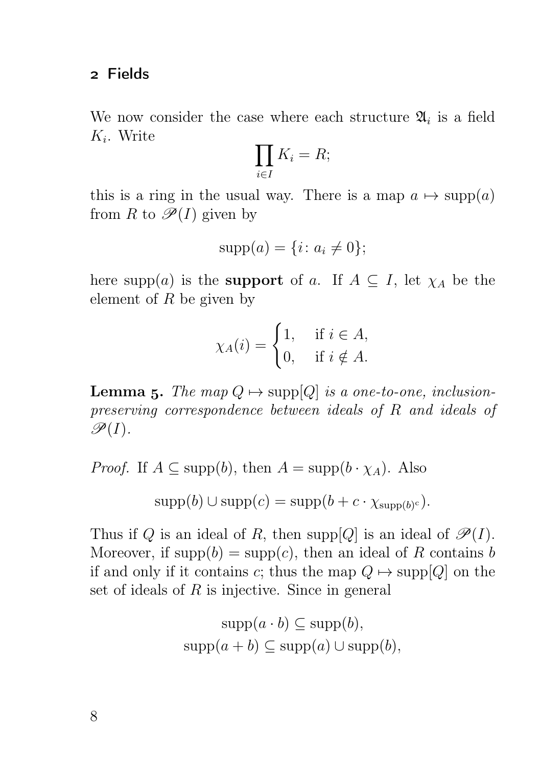## 2 Fields

We now consider the case where each structure $\mathfrak{A}_i$ is a field $K_i$. Write

$$\prod_{i \in I} K_i = R;$$

this is a ring in the usual way. There is a map $a \mapsto \operatorname{supp}(a)$ from $R$ to $\mathscr{P}(I)$ given by

$$\operatorname{supp}(a) = \{i \colon a_i \neq 0\};$$

here $\operatorname{supp}(a)$ is the **support** of $a$. If $A \subseteq I$, let $\chi_A$ be the element of $R$ be given by

$$\chi_A(i) = \begin{cases} 1, & \text{if } i \in A, \\ 0, & \text{if } i \notin A. \end{cases}$$

**Lemma 5.** *The map $Q \mapsto \operatorname{supp}[Q]$ is a one-to-one, inclusion-preserving correspondence between ideals of $R$ and ideals of $\mathscr{P}(I)$.*

*Proof.* If $A \subseteq \operatorname{supp}(b)$, then $A = \operatorname{supp}(b \cdot \chi_A)$. Also

$$\operatorname{supp}(b) \cup \operatorname{supp}(c) = \operatorname{supp}(b + c \cdot \chi_{\operatorname{supp}(b)^{\mathrm{c}}}).$$

Thus if $Q$ is an ideal of $R$, then $\operatorname{supp}[Q]$ is an ideal of $\mathscr{P}(I)$. Moreover, if $\operatorname{supp}(b) = \operatorname{supp}(c)$, then an ideal of $R$ contains $b$ if and only if it contains $c$; thus the map $Q \mapsto \operatorname{supp}[Q]$ on the set of ideals of $R$ is injective. Since in general

$$\operatorname{supp}(a \cdot b) \subseteq \operatorname{supp}(b),$$
$$\operatorname{supp}(a + b) \subseteq \operatorname{supp}(a) \cup \operatorname{supp}(b),$$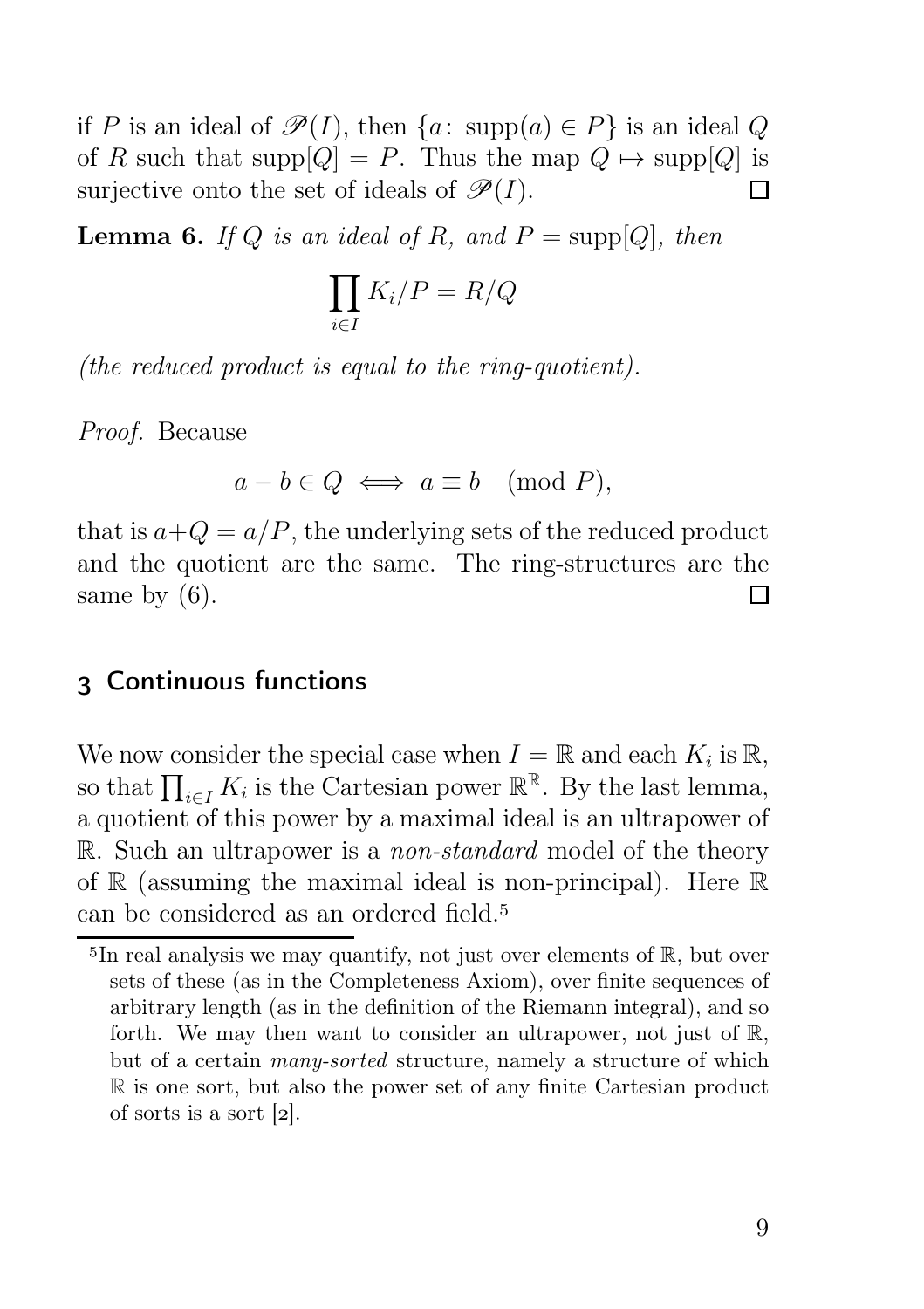if $P$ is an ideal of $\mathscr{P}(I)$, then $\{a\colon \operatorname{supp}(a) \in P\}$ is an ideal $Q$ of $R$ such that $\operatorname{supp}[Q] = P$. Thus the map $Q \mapsto \operatorname{supp}[Q]$ is surjective onto the set of ideals of $\mathscr{P}(I)$. □

**Lemma 6.** *If $Q$ is an ideal of $R$, and $P = \operatorname{supp}[Q]$, then*

$$\prod_{i \in I} K_i/P = R/Q$$

*(the reduced product is equal to the ring-quotient).*

*Proof.* Because

$$a - b \in Q \iff a \equiv b \pmod{P},$$

that is $a+Q = a/P$, the underlying sets of the reduced product and the quotient are the same. The ring-structures are the same by (6). □

## 3 Continuous functions

We now consider the special case when $I = \mathbb{R}$ and each $K_i$ is $\mathbb{R}$, so that $\prod_{i \in I} K_i$ is the Cartesian power $\mathbb{R}^{\mathbb{R}}$. By the last lemma, a quotient of this power by a maximal ideal is an ultrapower of $\mathbb{R}$. Such an ultrapower is a *non-standard* model of the theory of $\mathbb{R}$ (assuming the maximal ideal is non-principal). Here $\mathbb{R}$ can be considered as an ordered field.[5]

[5]In real analysis we may quantify, not just over elements of $\mathbb{R}$, but over sets of these (as in the Completeness Axiom), over finite sequences of arbitrary length (as in the definition of the Riemann integral), and so forth. We may then want to consider an ultrapower, not just of $\mathbb{R}$, but of a certain *many-sorted* structure, namely a structure of which $\mathbb{R}$ is one sort, but also the power set of any finite Cartesian product of sorts is a sort [2].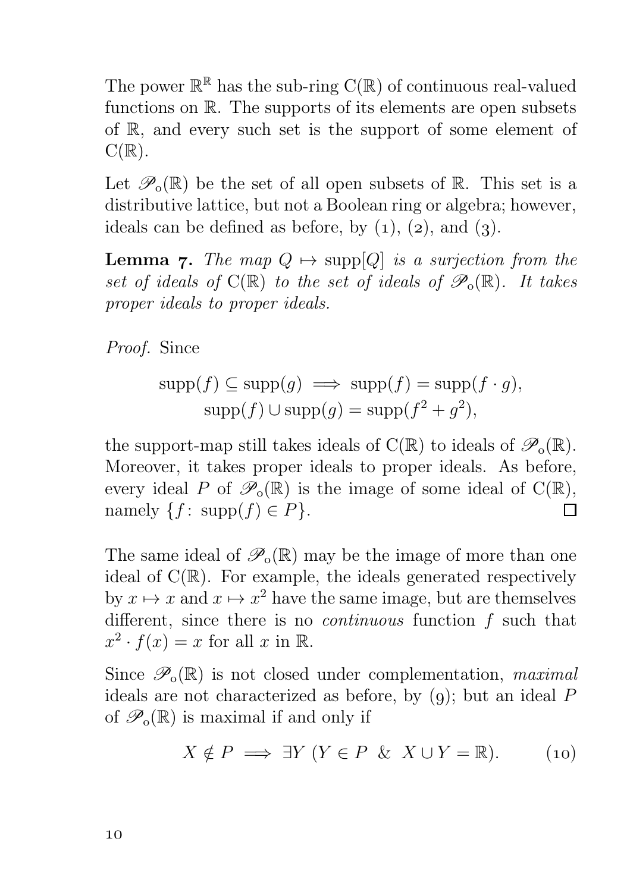The power $\mathbb{R}^{\mathbb{R}}$ has the sub-ring $\mathrm{C}(\mathbb{R})$ of continuous real-valued functions on $\mathbb{R}$. The supports of its elements are open subsets of $\mathbb{R}$, and every such set is the support of some element of $\mathrm{C}(\mathbb{R})$.

Let $\mathscr{P}_{\mathrm{o}}(\mathbb{R})$ be the set of all open subsets of $\mathbb{R}$. This set is a distributive lattice, but not a Boolean ring or algebra; however, ideals can be defined as before, by (1), (2), and (3).

**Lemma 7.** *The map $Q \mapsto \operatorname{supp}[Q]$ is a surjection from the set of ideals of $\mathrm{C}(\mathbb{R})$ to the set of ideals of $\mathscr{P}_{\mathrm{o}}(\mathbb{R})$. It takes proper ideals to proper ideals.*

*Proof.* Since

$$\operatorname{supp}(f) \subseteq \operatorname{supp}(g) \implies \operatorname{supp}(f) = \operatorname{supp}(f \cdot g),$$
$$\operatorname{supp}(f) \cup \operatorname{supp}(g) = \operatorname{supp}(f^2 + g^2),$$

the support-map still takes ideals of $\mathrm{C}(\mathbb{R})$ to ideals of $\mathscr{P}_{\mathrm{o}}(\mathbb{R})$. Moreover, it takes proper ideals to proper ideals. As before, every ideal $P$ of $\mathscr{P}_{\mathrm{o}}(\mathbb{R})$ is the image of some ideal of $\mathrm{C}(\mathbb{R})$, namely $\{f\colon \operatorname{supp}(f) \in P\}$. $\square$

The same ideal of $\mathscr{P}_{\mathrm{o}}(\mathbb{R})$ may be the image of more than one ideal of $\mathrm{C}(\mathbb{R})$. For example, the ideals generated respectively by $x \mapsto x$ and $x \mapsto x^2$ have the same image, but are themselves different, since there is no *continuous* function $f$ such that $x^2 \cdot f(x) = x$ for all $x$ in $\mathbb{R}$.

Since $\mathscr{P}_{\mathrm{o}}(\mathbb{R})$ is not closed under complementation, *maximal* ideals are not characterized as before, by (9); but an ideal $P$ of $\mathscr{P}_{\mathrm{o}}(\mathbb{R})$ is maximal if and only if

$$X \notin P \implies \exists Y\ (Y \in P\ \&\ X \cup Y = \mathbb{R}). \tag{10}$$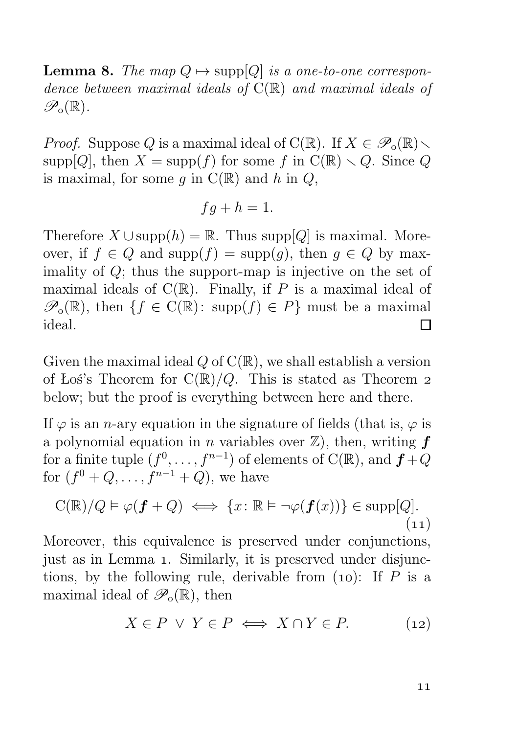**Lemma 8.** *The map $Q \mapsto \operatorname{supp}[Q]$ is a one-to-one correspondence between maximal ideals of $\mathrm{C}(\mathbb{R})$ and maximal ideals of $\mathscr{P}_{\mathrm{o}}(\mathbb{R})$.*

*Proof.* Suppose $Q$ is a maximal ideal of $\mathrm{C}(\mathbb{R})$. If $X \in \mathscr{P}_{\mathrm{o}}(\mathbb{R}) \smallsetminus \operatorname{supp}[Q]$, then $X = \operatorname{supp}(f)$ for some $f$ in $\mathrm{C}(\mathbb{R}) \smallsetminus Q$. Since $Q$ is maximal, for some $g$ in $\mathrm{C}(\mathbb{R})$ and $h$ in $Q$,

$$fg + h = 1.$$

Therefore $X \cup \operatorname{supp}(h) = \mathbb{R}$. Thus $\operatorname{supp}[Q]$ is maximal. Moreover, if $f \in Q$ and $\operatorname{supp}(f) = \operatorname{supp}(g)$, then $g \in Q$ by maximality of $Q$; thus the support-map is injective on the set of maximal ideals of $\mathrm{C}(\mathbb{R})$. Finally, if $P$ is a maximal ideal of $\mathscr{P}_{\mathrm{o}}(\mathbb{R})$, then $\{f \in \mathrm{C}(\mathbb{R}) \colon \operatorname{supp}(f) \in P\}$ must be a maximal ideal. $\square$

Given the maximal ideal $Q$ of $\mathrm{C}(\mathbb{R})$, we shall establish a version of Łoś's Theorem for $\mathrm{C}(\mathbb{R})/Q$. This is stated as Theorem 2 below; but the proof is everything between here and there.

If $\varphi$ is an $n$-ary equation in the signature of fields (that is, $\varphi$ is a polynomial equation in $n$ variables over $\mathbb{Z}$), then, writing $\boldsymbol{f}$ for a finite tuple $(f^0, \dots, f^{n-1})$ of elements of $\mathrm{C}(\mathbb{R})$, and $\boldsymbol{f} + Q$ for $(f^0 + Q, \dots, f^{n-1} + Q)$, we have

$$\mathrm{C}(\mathbb{R})/Q \vDash \varphi(\boldsymbol{f} + Q) \iff \{x \colon \mathbb{R} \vDash \neg\varphi(\boldsymbol{f}(x))\} \in \operatorname{supp}[Q]. \tag{11}$$

Moreover, this equivalence is preserved under conjunctions, just as in Lemma 1. Similarly, it is preserved under disjunctions, by the following rule, derivable from (10): If $P$ is a maximal ideal of $\mathscr{P}_{\mathrm{o}}(\mathbb{R})$, then

$$X \in P \ \vee \ Y \in P \iff X \cap Y \in P. \tag{12}$$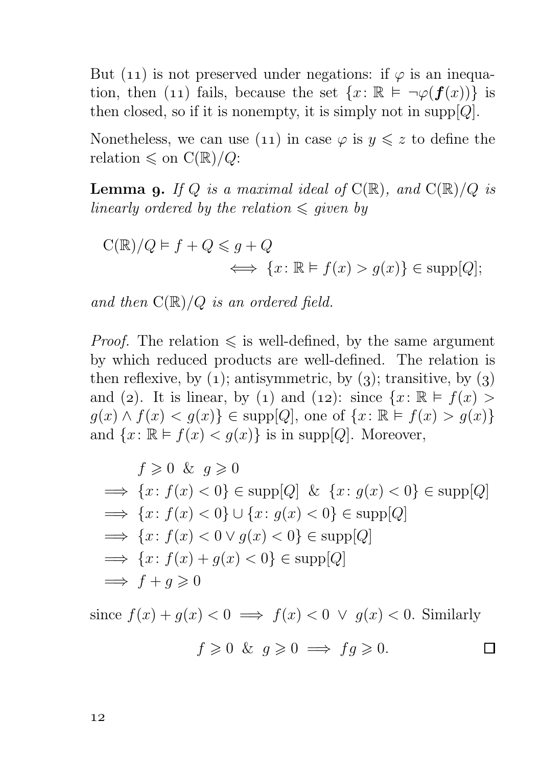But (11) is not preserved under negations: if $\varphi$ is an inequation, then (11) fails, because the set $\{x \colon \mathbb{R} \vDash \neg\varphi(\boldsymbol{f}(x))\}$ is then closed, so if it is nonempty, it is simply not in $\operatorname{supp}[Q]$.

Nonetheless, we can use (11) in case $\varphi$ is $y \leqslant z$ to define the relation $\leqslant$ on $\mathrm{C}(\mathbb{R})/Q$:

**Lemma 9.** *If $Q$ is a maximal ideal of $\mathrm{C}(\mathbb{R})$, and $\mathrm{C}(\mathbb{R})/Q$ is linearly ordered by the relation $\leqslant$ given by*

$$\mathrm{C}(\mathbb{R})/Q \vDash f + Q \leqslant g + Q \\ \iff \{x \colon \mathbb{R} \vDash f(x) > g(x)\} \in \operatorname{supp}[Q];$$

*and then $\mathrm{C}(\mathbb{R})/Q$ is an ordered field.*

*Proof.* The relation $\leqslant$ is well-defined, by the same argument by which reduced products are well-defined. The relation is then reflexive, by (1); antisymmetric, by (3); transitive, by (3) and (2). It is linear, by (1) and (12): since $\{x \colon \mathbb{R} \vDash f(x) > g(x) \wedge f(x) < g(x)\} \in \operatorname{supp}[Q]$, one of $\{x \colon \mathbb{R} \vDash f(x) > g(x)\}$ and $\{x \colon \mathbb{R} \vDash f(x) < g(x)\}$ is in $\operatorname{supp}[Q]$. Moreover,

$$\begin{aligned}
&f \geqslant 0 \ \& \ g \geqslant 0 \\
\implies &\{x \colon f(x) < 0\} \in \operatorname{supp}[Q] \ \& \ \{x \colon g(x) < 0\} \in \operatorname{supp}[Q] \\
\implies &\{x \colon f(x) < 0\} \cup \{x \colon g(x) < 0\} \in \operatorname{supp}[Q] \\
\implies &\{x \colon f(x) < 0 \vee g(x) < 0\} \in \operatorname{supp}[Q] \\
\implies &\{x \colon f(x) + g(x) < 0\} \in \operatorname{supp}[Q] \\
\implies &f + g \geqslant 0
\end{aligned}$$

since $f(x) + g(x) < 0 \implies f(x) < 0 \ \vee \ g(x) < 0$. Similarly

$$f \geqslant 0 \ \& \ g \geqslant 0 \implies fg \geqslant 0. \qquad \square$$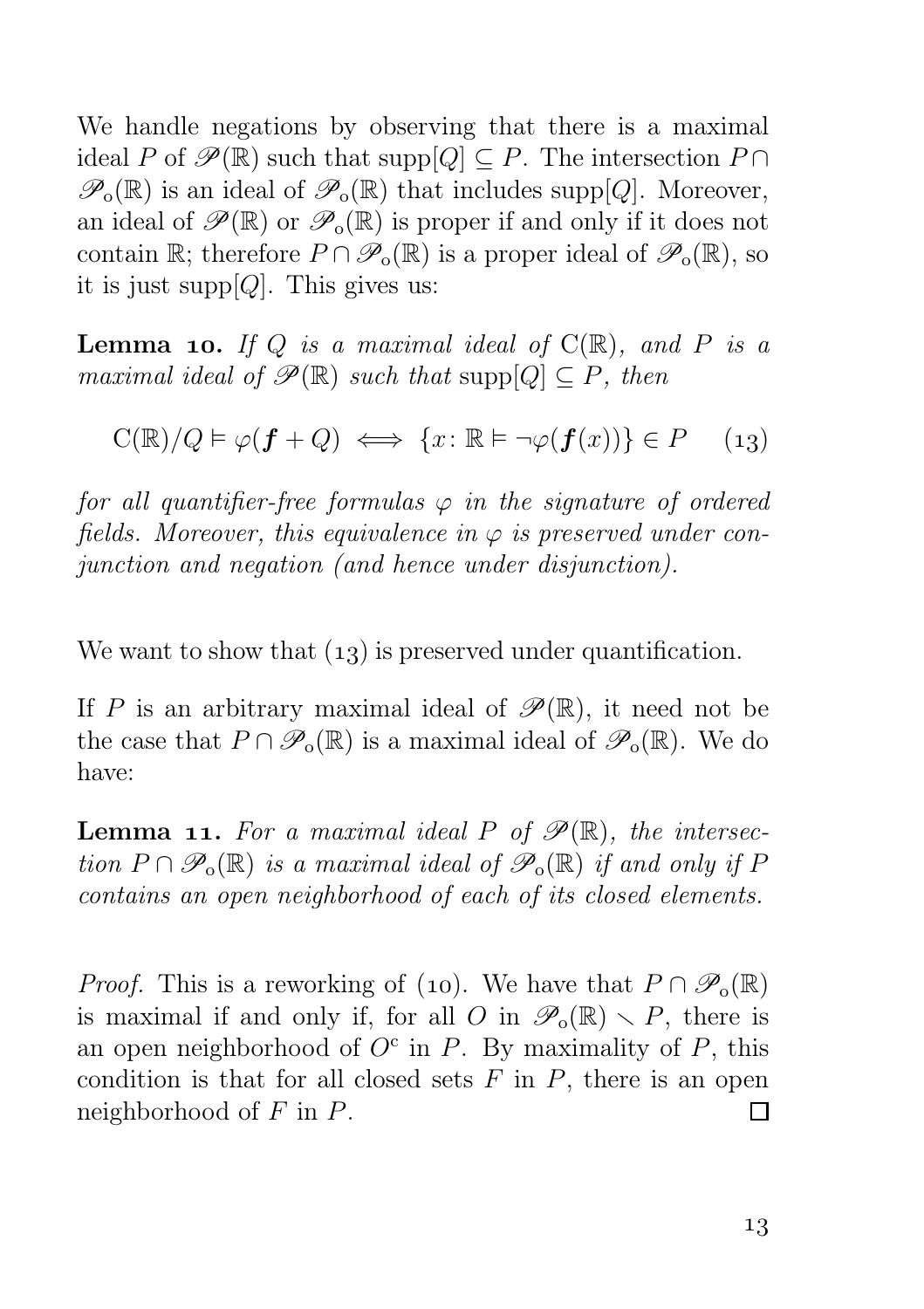We handle negations by observing that there is a maximal ideal $P$ of $\mathscr{P}(\mathbb{R})$ such that $\operatorname{supp}[Q] \subseteq P$. The intersection $P \cap \mathscr{P}_{\mathrm{o}}(\mathbb{R})$ is an ideal of $\mathscr{P}_{\mathrm{o}}(\mathbb{R})$ that includes $\operatorname{supp}[Q]$. Moreover, an ideal of $\mathscr{P}(\mathbb{R})$ or $\mathscr{P}_{\mathrm{o}}(\mathbb{R})$ is proper if and only if it does not contain $\mathbb{R}$; therefore $P \cap \mathscr{P}_{\mathrm{o}}(\mathbb{R})$ is a proper ideal of $\mathscr{P}_{\mathrm{o}}(\mathbb{R})$, so it is just $\operatorname{supp}[Q]$. This gives us:

**Lemma 10.** *If $Q$ is a maximal ideal of $\mathrm{C}(\mathbb{R})$, and $P$ is a maximal ideal of $\mathscr{P}(\mathbb{R})$ such that* $\operatorname{supp}[Q] \subseteq P$*, then*

$$\mathrm{C}(\mathbb{R})/Q \vDash \varphi(\boldsymbol{f} + Q) \iff \{x \colon \mathbb{R} \vDash \neg\varphi(\boldsymbol{f}(x))\} \in P \qquad (13)$$

*for all quantifier-free formulas $\varphi$ in the signature of ordered fields. Moreover, this equivalence in $\varphi$ is preserved under conjunction and negation (and hence under disjunction).*

We want to show that (13) is preserved under quantification.

If $P$ is an arbitrary maximal ideal of $\mathscr{P}(\mathbb{R})$, it need not be the case that $P \cap \mathscr{P}_{\mathrm{o}}(\mathbb{R})$ is a maximal ideal of $\mathscr{P}_{\mathrm{o}}(\mathbb{R})$. We do have:

**Lemma 11.** *For a maximal ideal $P$ of $\mathscr{P}(\mathbb{R})$, the intersection $P \cap \mathscr{P}_{\mathrm{o}}(\mathbb{R})$ is a maximal ideal of $\mathscr{P}_{\mathrm{o}}(\mathbb{R})$ if and only if $P$ contains an open neighborhood of each of its closed elements.*

*Proof.* This is a reworking of (10). We have that $P \cap \mathscr{P}_{\mathrm{o}}(\mathbb{R})$ is maximal if and only if, for all $O$ in $\mathscr{P}_{\mathrm{o}}(\mathbb{R}) \smallsetminus P$, there is an open neighborhood of $O^{\mathrm{c}}$ in $P$. By maximality of $P$, this condition is that for all closed sets $F$ in $P$, there is an open neighborhood of $F$ in $P$. □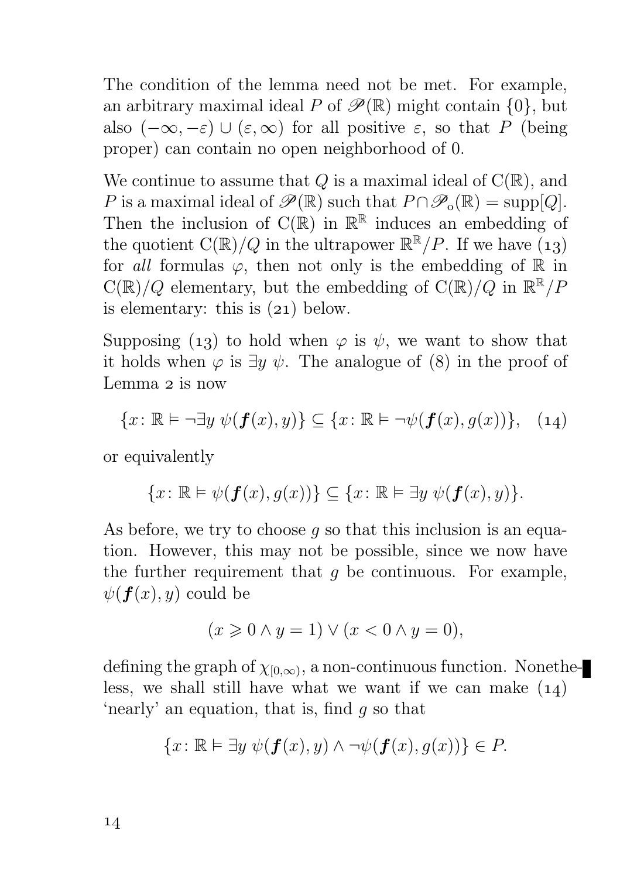The condition of the lemma need not be met. For example, an arbitrary maximal ideal $P$ of $\mathscr{P}(\mathbb{R})$ might contain $\{0\}$, but also $(-\infty, -\varepsilon) \cup (\varepsilon, \infty)$ for all positive $\varepsilon$, so that $P$ (being proper) can contain no open neighborhood of 0.

We continue to assume that $Q$ is a maximal ideal of $\mathrm{C}(\mathbb{R})$, and $P$ is a maximal ideal of $\mathscr{P}(\mathbb{R})$ such that $P \cap \mathscr{P}_{\mathrm{o}}(\mathbb{R}) = \mathrm{supp}[Q]$. Then the inclusion of $\mathrm{C}(\mathbb{R})$ in $\mathbb{R}^{\mathbb{R}}$ induces an embedding of the quotient $\mathrm{C}(\mathbb{R})/Q$ in the ultrapower $\mathbb{R}^{\mathbb{R}}/P$. If we have (13) for *all* formulas $\varphi$, then not only is the embedding of $\mathbb{R}$ in $\mathrm{C}(\mathbb{R})/Q$ elementary, but the embedding of $\mathrm{C}(\mathbb{R})/Q$ in $\mathbb{R}^{\mathbb{R}}/P$ is elementary: this is (21) below.

Supposing (13) to hold when $\varphi$ is $\psi$, we want to show that it holds when $\varphi$ is $\exists y\ \psi$. The analogue of (8) in the proof of Lemma 2 is now

$$\{x \colon \mathbb{R} \vDash \neg\exists y\ \psi(\boldsymbol{f}(x), y)\} \subseteq \{x \colon \mathbb{R} \vDash \neg\psi(\boldsymbol{f}(x), g(x))\}, \quad (14)$$

or equivalently

$$\{x \colon \mathbb{R} \vDash \psi(\boldsymbol{f}(x), g(x))\} \subseteq \{x \colon \mathbb{R} \vDash \exists y\ \psi(\boldsymbol{f}(x), y)\}.$$

As before, we try to choose $g$ so that this inclusion is an equation. However, this may not be possible, since we now have the further requirement that $g$ be continuous. For example, $\psi(\boldsymbol{f}(x), y)$ could be

$$(x \geqslant 0 \wedge y = 1) \vee (x < 0 \wedge y = 0),$$

defining the graph of $\chi_{[0,\infty)}$, a non-continuous function. Nonetheless, we shall still have what we want if we can make (14) 'nearly' an equation, that is, find $g$ so that

$$\{x \colon \mathbb{R} \vDash \exists y\ \psi(\boldsymbol{f}(x), y) \wedge \neg\psi(\boldsymbol{f}(x), g(x))\} \in P.$$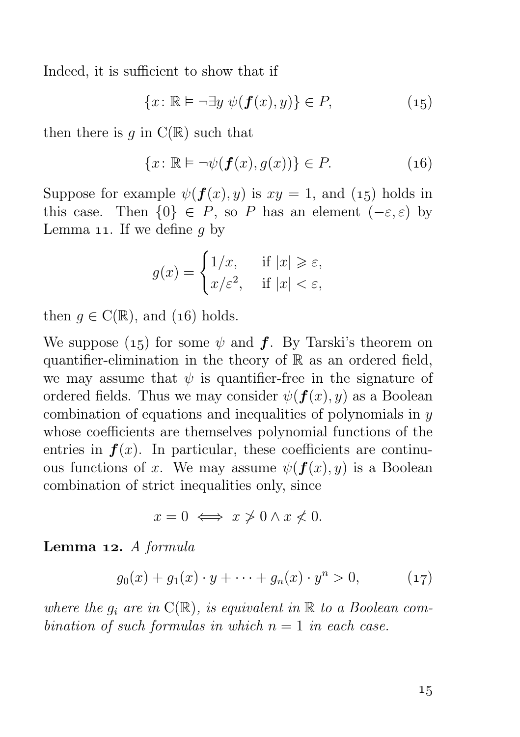Indeed, it is sufficient to show that if

$$\{x\colon \mathbb{R} \vDash \neg\exists y\ \psi(\boldsymbol{f}(x), y)\} \in P, \tag{15}$$

then there is $g$ in $\mathrm{C}(\mathbb{R})$ such that

$$\{x\colon \mathbb{R} \vDash \neg\psi(\boldsymbol{f}(x), g(x))\} \in P. \tag{16}$$

Suppose for example $\psi(\boldsymbol{f}(x), y)$ is $xy = 1$, and (15) holds in this case. Then $\{0\} \in P$, so $P$ has an element $(-\varepsilon, \varepsilon)$ by Lemma 11. If we define $g$ by

$$g(x) = \begin{cases} 1/x, & \text{if } |x| \geqslant \varepsilon, \\ x/\varepsilon^2, & \text{if } |x| < \varepsilon, \end{cases}$$

then $g \in \mathrm{C}(\mathbb{R})$, and (16) holds.

We suppose (15) for some $\psi$ and $\boldsymbol{f}$. By Tarski's theorem on quantifier-elimination in the theory of $\mathbb{R}$ as an ordered field, we may assume that $\psi$ is quantifier-free in the signature of ordered fields. Thus we may consider $\psi(\boldsymbol{f}(x), y)$ as a Boolean combination of equations and inequalities of polynomials in $y$ whose coefficients are themselves polynomial functions of the entries in $\boldsymbol{f}(x)$. In particular, these coefficients are continuous functions of $x$. We may assume $\psi(\boldsymbol{f}(x), y)$ is a Boolean combination of strict inequalities only, since

$$x = 0 \iff x \not> 0 \wedge x \not< 0.$$

**Lemma 12.** *A formula*

$$g_0(x) + g_1(x) \cdot y + \cdots + g_n(x) \cdot y^n > 0, \tag{17}$$

*where the $g_i$ are in $\mathrm{C}(\mathbb{R})$, is equivalent in $\mathbb{R}$ to a Boolean combination of such formulas in which $n = 1$ in each case.*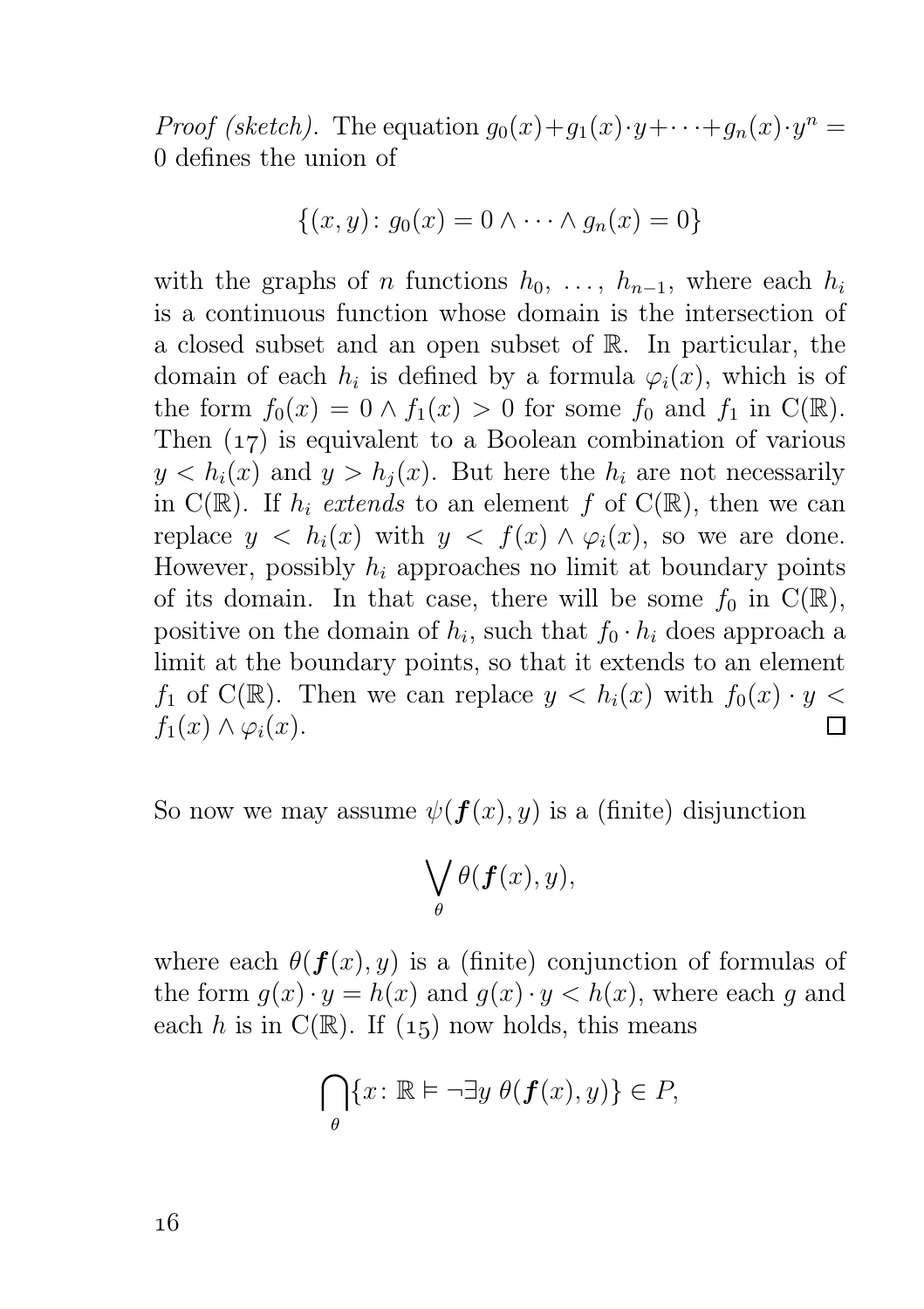*Proof (sketch).* The equation $g_0(x)+g_1(x)\cdot y+\cdots+g_n(x)\cdot y^n = 0$ defines the union of

$$\{(x,y)\colon g_0(x)=0\wedge\cdots\wedge g_n(x)=0\}$$

with the graphs of $n$ functions $h_0, \ldots, h_{n-1}$, where each $h_i$ is a continuous function whose domain is the intersection of a closed subset and an open subset of $\mathbb{R}$. In particular, the domain of each $h_i$ is defined by a formula $\varphi_i(x)$, which is of the form $f_0(x)=0\wedge f_1(x)>0$ for some $f_0$ and $f_1$ in $\mathrm{C}(\mathbb{R})$. Then (17) is equivalent to a Boolean combination of various $y<h_i(x)$ and $y>h_j(x)$. But here the $h_i$ are not necessarily in $\mathrm{C}(\mathbb{R})$. If $h_i$ *extends* to an element $f$ of $\mathrm{C}(\mathbb{R})$, then we can replace $y<h_i(x)$ with $y<f(x)\wedge\varphi_i(x)$, so we are done. However, possibly $h_i$ approaches no limit at boundary points of its domain. In that case, there will be some $f_0$ in $\mathrm{C}(\mathbb{R})$, positive on the domain of $h_i$, such that $f_0\cdot h_i$ does approach a limit at the boundary points, so that it extends to an element $f_1$ of $\mathrm{C}(\mathbb{R})$. Then we can replace $y<h_i(x)$ with $f_0(x)\cdot y < f_1(x)\wedge\varphi_i(x)$. □

So now we may assume $\psi(\boldsymbol{f}(x),y)$ is a (finite) disjunction

$$\bigvee_\theta \theta(\boldsymbol{f}(x),y),$$

where each $\theta(\boldsymbol{f}(x),y)$ is a (finite) conjunction of formulas of the form $g(x)\cdot y=h(x)$ and $g(x)\cdot y<h(x)$, where each $g$ and each $h$ is in $\mathrm{C}(\mathbb{R})$. If (15) now holds, this means

$$\bigcap_\theta\{x\colon \mathbb{R}\vDash\neg\exists y\ \theta(\boldsymbol{f}(x),y)\}\in P,$$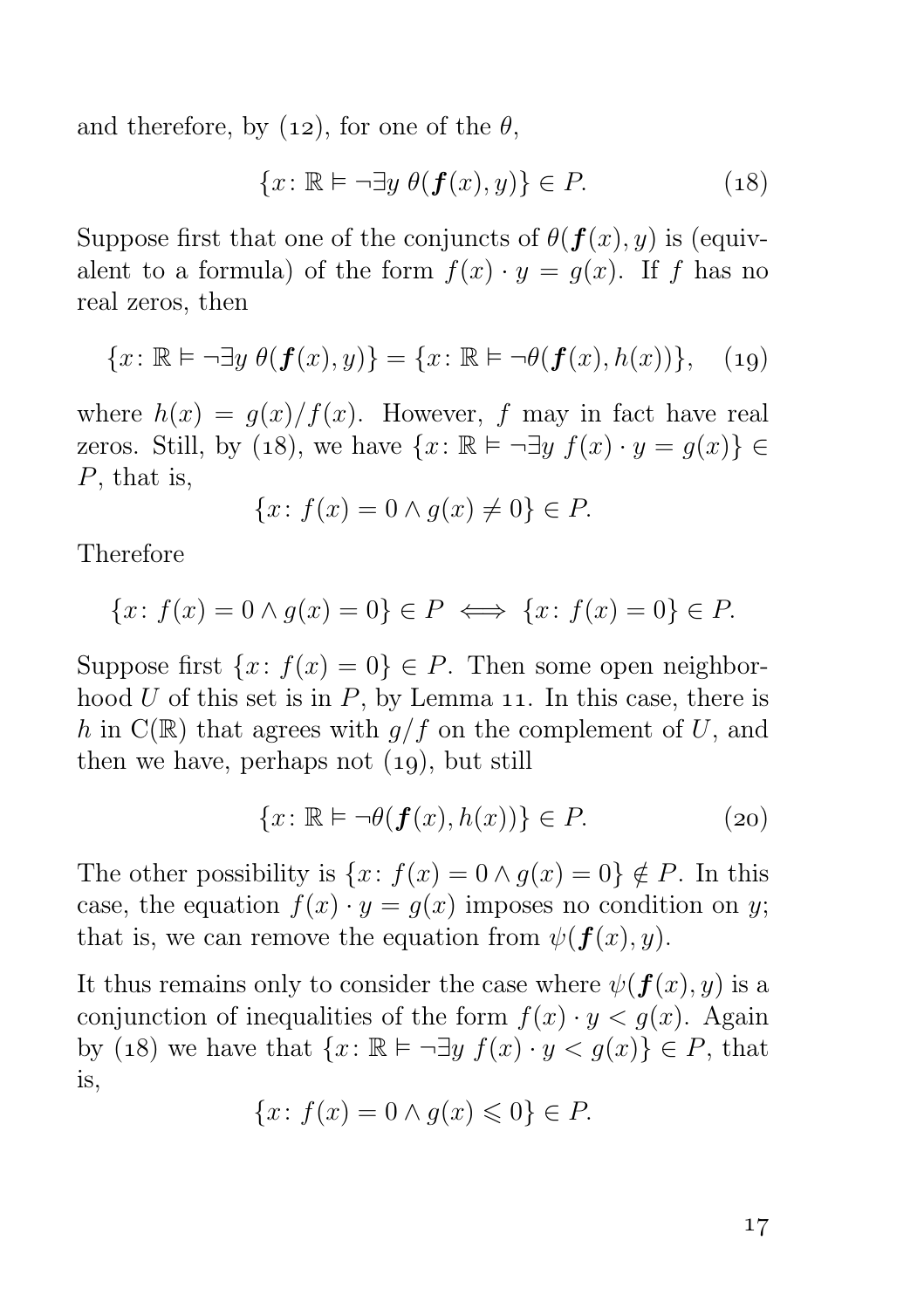and therefore, by (12), for one of the $\theta$,

$$\{x\colon \mathbb{R} \vDash \neg\exists y\ \theta(\boldsymbol{f}(x), y)\} \in P. \tag{18}$$

Suppose first that one of the conjuncts of $\theta(\boldsymbol{f}(x), y)$ is (equivalent to a formula) of the form $f(x) \cdot y = g(x)$. If $f$ has no real zeros, then

$$\{x\colon \mathbb{R} \vDash \neg\exists y\ \theta(\boldsymbol{f}(x), y)\} = \{x\colon \mathbb{R} \vDash \neg\theta(\boldsymbol{f}(x), h(x))\}, \tag{19}$$

where $h(x) = g(x)/f(x)$. However, $f$ may in fact have real zeros. Still, by (18), we have $\{x\colon \mathbb{R} \vDash \neg\exists y\ f(x) \cdot y = g(x)\} \in P$, that is,

$$\{x\colon f(x) = 0 \land g(x) \neq 0\} \in P.$$

Therefore

$$\{x\colon f(x) = 0 \land g(x) = 0\} \in P \iff \{x\colon f(x) = 0\} \in P.$$

Suppose first $\{x\colon f(x) = 0\} \in P$. Then some open neighborhood $U$ of this set is in $P$, by Lemma 11. In this case, there is $h$ in $\mathrm{C}(\mathbb{R})$ that agrees with $g/f$ on the complement of $U$, and then we have, perhaps not (19), but still

$$\{x\colon \mathbb{R} \vDash \neg\theta(\boldsymbol{f}(x), h(x))\} \in P. \tag{20}$$

The other possibility is $\{x\colon f(x) = 0 \land g(x) = 0\} \notin P$. In this case, the equation $f(x) \cdot y = g(x)$ imposes no condition on $y$; that is, we can remove the equation from $\psi(\boldsymbol{f}(x), y)$.

It thus remains only to consider the case where $\psi(\boldsymbol{f}(x), y)$ is a conjunction of inequalities of the form $f(x) \cdot y < g(x)$. Again by (18) we have that $\{x\colon \mathbb{R} \vDash \neg\exists y\ f(x) \cdot y < g(x)\} \in P$, that is,

$$\{x\colon f(x) = 0 \land g(x) \leqslant 0\} \in P.$$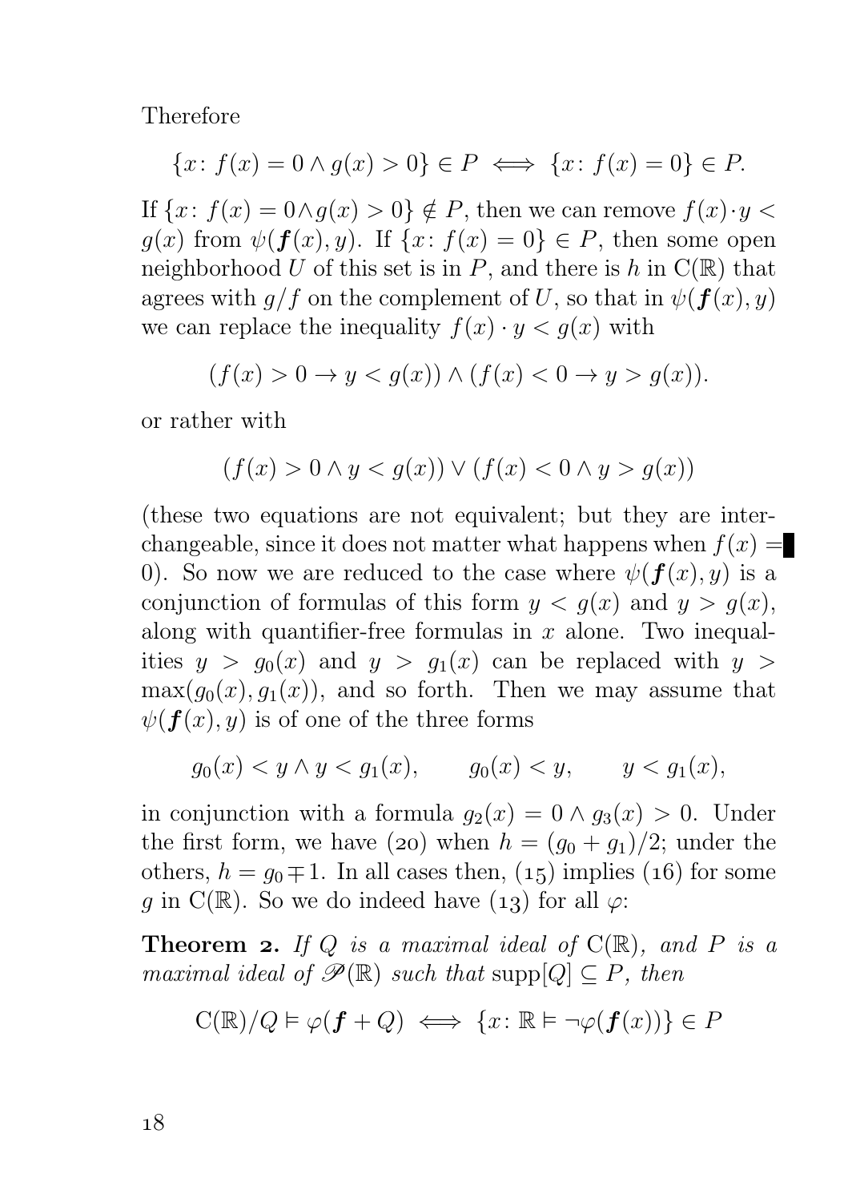Therefore

$$\{x\colon f(x) = 0 \wedge g(x) > 0\} \in P \iff \{x\colon f(x) = 0\} \in P.$$

If $\{x\colon f(x) = 0 \wedge g(x) > 0\} \notin P$, then we can remove $f(x) \cdot y < g(x)$ from $\psi(\boldsymbol{f}(x), y)$. If $\{x\colon f(x) = 0\} \in P$, then some open neighborhood $U$ of this set is in $P$, and there is $h$ in $\mathrm{C}(\mathbb{R})$ that agrees with $g/f$ on the complement of $U$, so that in $\psi(\boldsymbol{f}(x), y)$ we can replace the inequality $f(x) \cdot y < g(x)$ with

$$(f(x) > 0 \to y < g(x)) \wedge (f(x) < 0 \to y > g(x)).$$

or rather with

$$(f(x) > 0 \wedge y < g(x)) \vee (f(x) < 0 \wedge y > g(x))$$

(these two equations are not equivalent; but they are interchangeable, since it does not matter what happens when $f(x) = 0$). So now we are reduced to the case where $\psi(\boldsymbol{f}(x), y)$ is a conjunction of formulas of this form $y < g(x)$ and $y > g(x)$, along with quantifier-free formulas in $x$ alone. Two inequalities $y > g_0(x)$ and $y > g_1(x)$ can be replaced with $y > \max(g_0(x), g_1(x))$, and so forth. Then we may assume that $\psi(\boldsymbol{f}(x), y)$ is of one of the three forms

$$g_0(x) < y \wedge y < g_1(x), \qquad g_0(x) < y, \qquad y < g_1(x),$$

in conjunction with a formula $g_2(x) = 0 \wedge g_3(x) > 0$. Under the first form, we have (20) when $h = (g_0 + g_1)/2$; under the others, $h = g_0 \mp 1$. In all cases then, (15) implies (16) for some $g$ in $\mathrm{C}(\mathbb{R})$. So we do indeed have (13) for all $\varphi$:

**Theorem 2.** *If $Q$ is a maximal ideal of $\mathrm{C}(\mathbb{R})$, and $P$ is a maximal ideal of $\mathscr{P}(\mathbb{R})$ such that* $\operatorname{supp}[Q] \subseteq P$*, then*

$$\mathrm{C}(\mathbb{R})/Q \vDash \varphi(\boldsymbol{f} + Q) \iff \{x\colon \mathbb{R} \vDash \neg\varphi(\boldsymbol{f}(x))\} \in P$$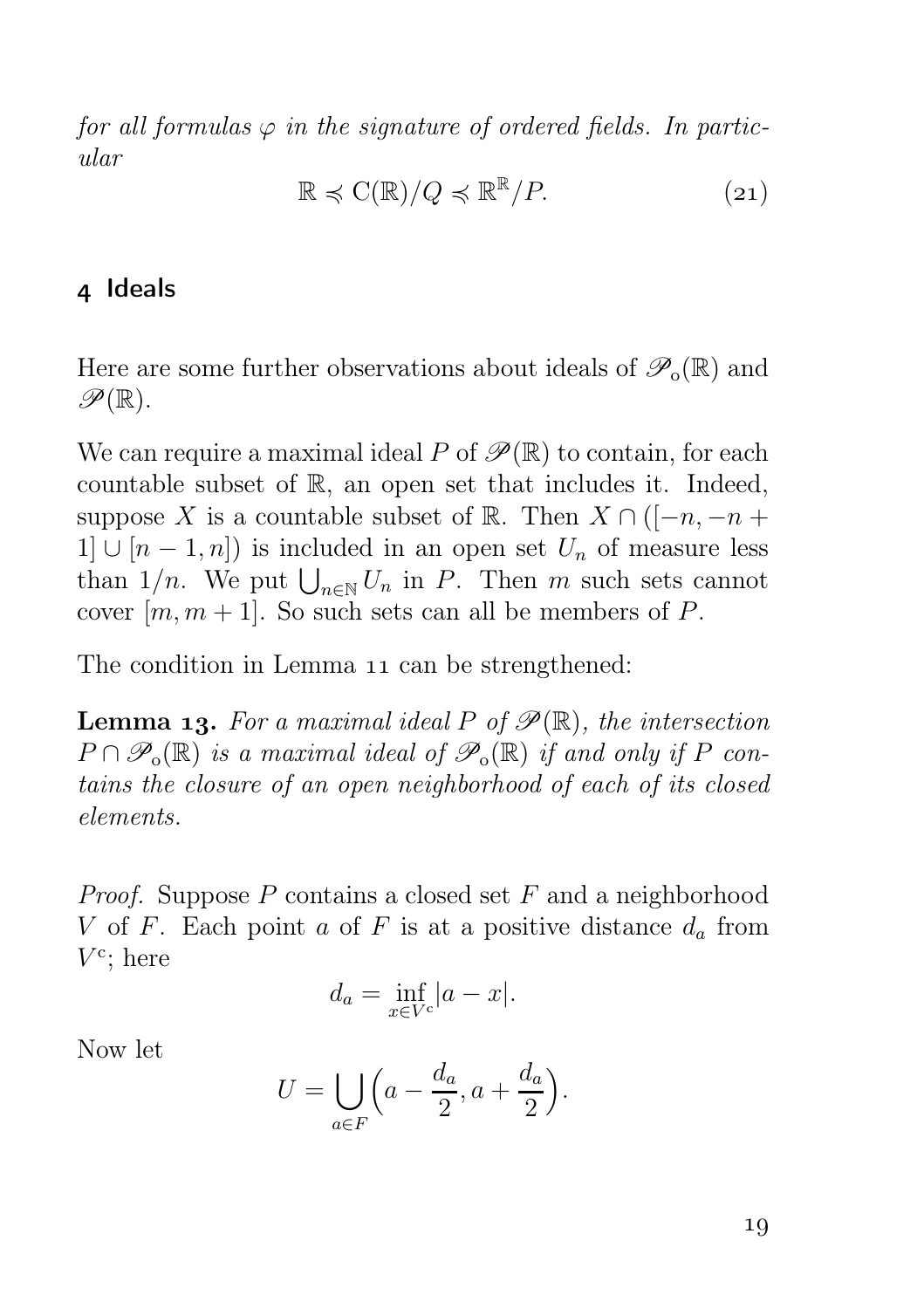*for all formulas $\varphi$ in the signature of ordered fields. In particular*

$$\mathbb{R} \preccurlyeq \mathrm{C}(\mathbb{R})/Q \preccurlyeq \mathbb{R}^{\mathbb{R}}/P. \tag{21}$$

## 4 Ideals

Here are some further observations about ideals of $\mathscr{P}_{\mathrm{o}}(\mathbb{R})$ and $\mathscr{P}(\mathbb{R})$.

We can require a maximal ideal $P$ of $\mathscr{P}(\mathbb{R})$ to contain, for each countable subset of $\mathbb{R}$, an open set that includes it. Indeed, suppose $X$ is a countable subset of $\mathbb{R}$. Then $X \cap ([-n, -n+1] \cup [n-1, n])$ is included in an open set $U_n$ of measure less than $1/n$. We put $\bigcup_{n \in \mathbb{N}} U_n$ in $P$. Then $m$ such sets cannot cover $[m, m+1]$. So such sets can all be members of $P$.

The condition in Lemma 11 can be strengthened:

**Lemma 13.** *For a maximal ideal $P$ of $\mathscr{P}(\mathbb{R})$, the intersection $P \cap \mathscr{P}_{\mathrm{o}}(\mathbb{R})$ is a maximal ideal of $\mathscr{P}_{\mathrm{o}}(\mathbb{R})$ if and only if $P$ contains the closure of an open neighborhood of each of its closed elements.*

*Proof.* Suppose $P$ contains a closed set $F$ and a neighborhood $V$ of $F$. Each point $a$ of $F$ is at a positive distance $d_a$ from $V^{\mathrm{c}}$; here

$$d_a = \inf_{x \in V^{\mathrm{c}}} |a - x|.$$

Now let

$$U = \bigcup_{a \in F} \Big(a - \frac{d_a}{2}, a + \frac{d_a}{2}\Big).$$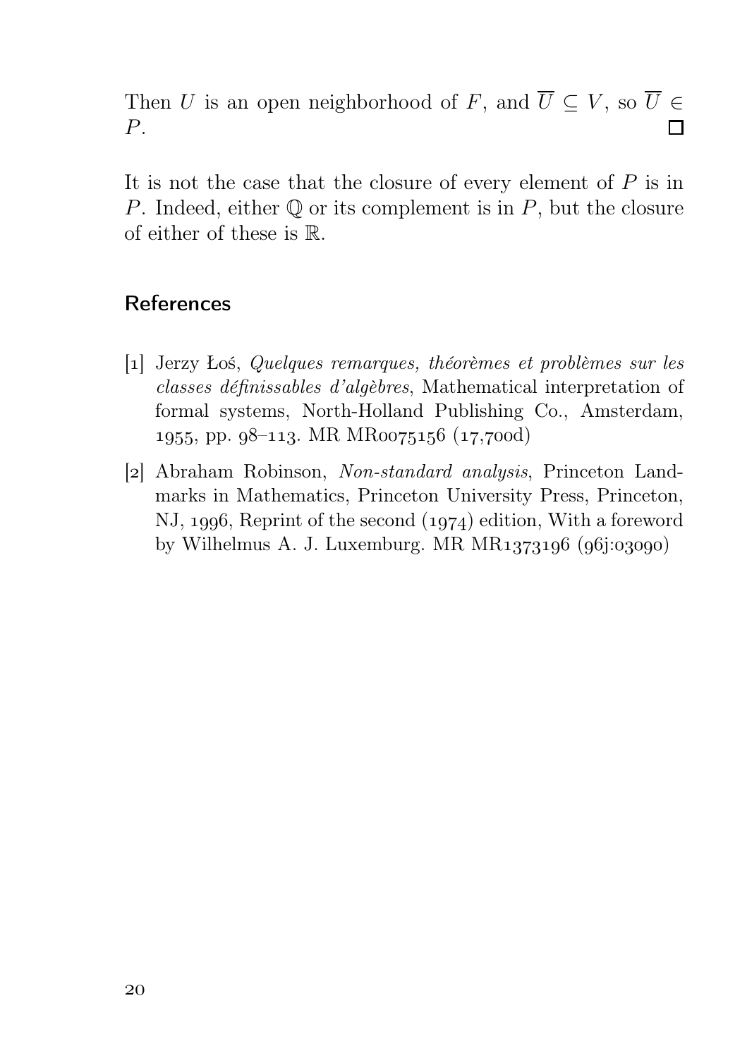Then $U$ is an open neighborhood of $F$, and $\overline{U} \subseteq V$, so $\overline{U} \in P$. $\square$

It is not the case that the closure of every element of $P$ is in $P$. Indeed, either $\mathbb{Q}$ or its complement is in $P$, but the closure of either of these is $\mathbb{R}$.

## References

[1] Jerzy Łoś, *Quelques remarques, théorèmes et problèmes sur les classes définissables d'algèbres*, Mathematical interpretation of formal systems, North-Holland Publishing Co., Amsterdam, 1955, pp. 98–113. MR MR0075156 (17,700d)

[2] Abraham Robinson, *Non-standard analysis*, Princeton Landmarks in Mathematics, Princeton University Press, Princeton, NJ, 1996, Reprint of the second (1974) edition, With a foreword by Wilhelmus A. J. Luxemburg. MR MR1373196 (96j:03090)